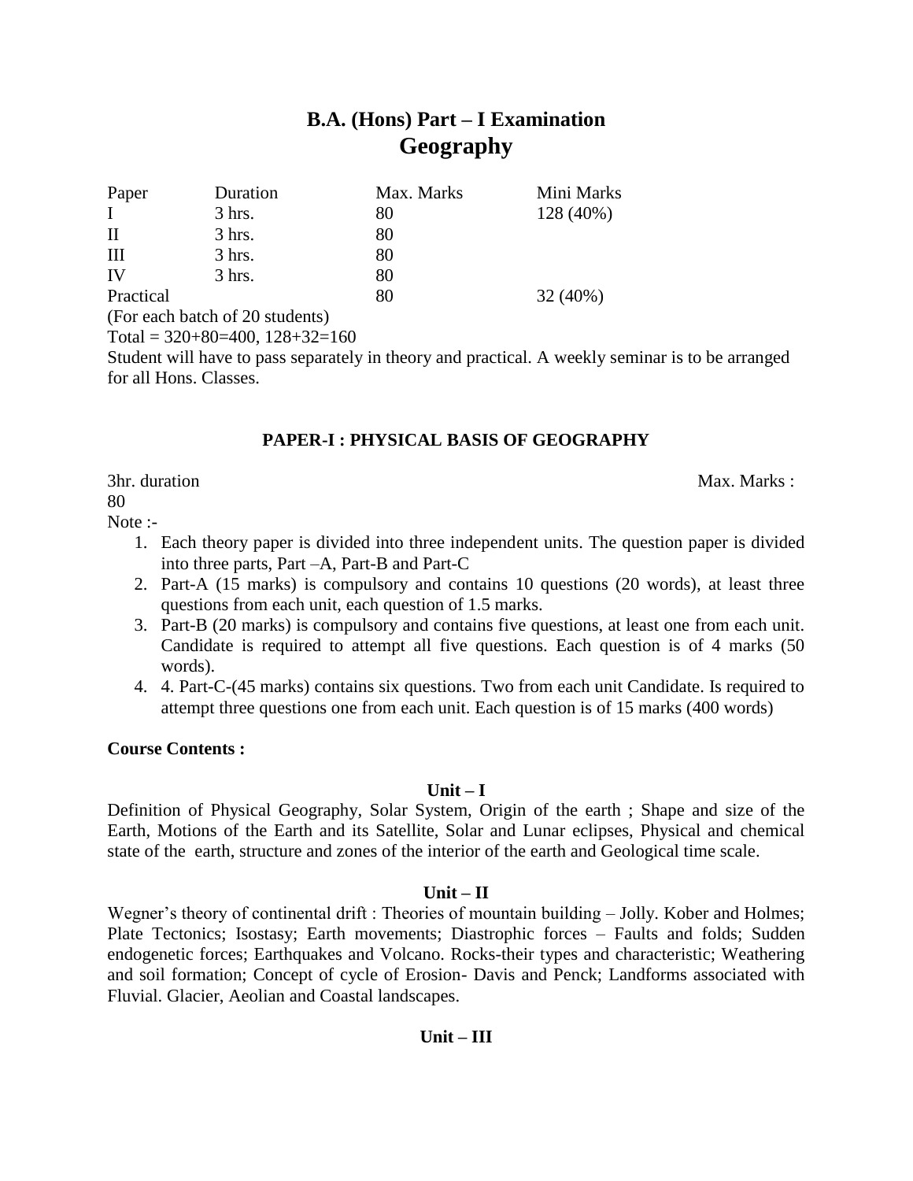# B.A. (Hons) Part – I Examination
## Geography

| Paper | Duration | Max. Marks | Mini Marks |
|---|---|---|---|
| I | 3 hrs. | 80 | 128 (40%) |
| II | 3 hrs. | 80 | |
| III | 3 hrs. | 80 | |
| IV | 3 hrs. | 80 | |
| Practical | | 80 | 32 (40%) |

(For each batch of 20 students)

Total = 320+80=400, 128+32=160

Student will have to pass separately in theory and practical. A weekly seminar is to be arranged for all Hons. Classes.

### PAPER-I : PHYSICAL BASIS OF GEOGRAPHY

3hr. duration Max. Marks : 80

Note :-

1. Each theory paper is divided into three independent units. The question paper is divided into three parts, Part –A, Part-B and Part-C
2. Part-A (15 marks) is compulsory and contains 10 questions (20 words), at least three questions from each unit, each question of 1.5 marks.
3. Part-B (20 marks) is compulsory and contains five questions, at least one from each unit. Candidate is required to attempt all five questions. Each question is of 4 marks (50 words).
4. 4. Part-C-(45 marks) contains six questions. Two from each unit Candidate. Is required to attempt three questions one from each unit. Each question is of 15 marks (400 words)

**Course Contents :**

**Unit – I**

Definition of Physical Geography, Solar System, Origin of the earth ; Shape and size of the Earth, Motions of the Earth and its Satellite, Solar and Lunar eclipses, Physical and chemical state of the earth, structure and zones of the interior of the earth and Geological time scale.

**Unit – II**

Wegner's theory of continental drift : Theories of mountain building – Jolly. Kober and Holmes; Plate Tectonics; Isostasy; Earth movements; Diastrophic forces – Faults and folds; Sudden endogenetic forces; Earthquakes and Volcano. Rocks-their types and characteristic; Weathering and soil formation; Concept of cycle of Erosion- Davis and Penck; Landforms associated with Fluvial. Glacier, Aeolian and Coastal landscapes.

**Unit – III**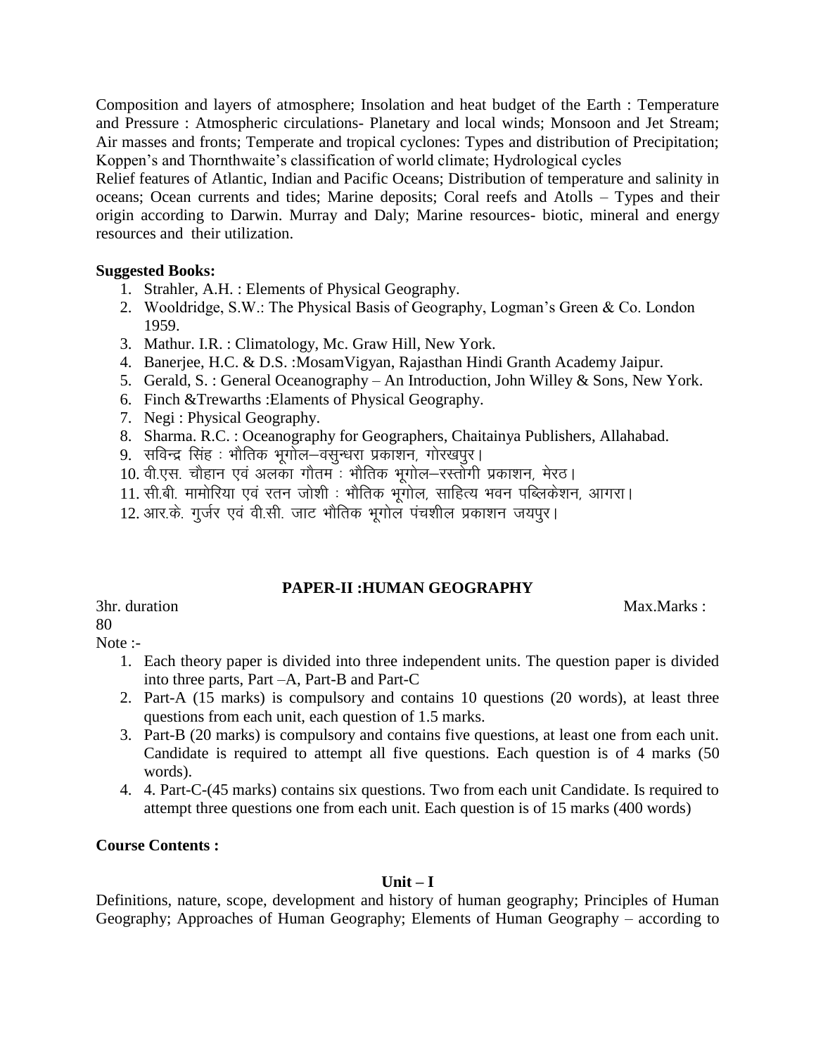Composition and layers of atmosphere; Insolation and heat budget of the Earth : Temperature and Pressure : Atmospheric circulations- Planetary and local winds; Monsoon and Jet Stream; Air masses and fronts; Temperate and tropical cyclones: Types and distribution of Precipitation; Koppen's and Thornthwaite's classification of world climate; Hydrological cycles

Relief features of Atlantic, Indian and Pacific Oceans; Distribution of temperature and salinity in oceans; Ocean currents and tides; Marine deposits; Coral reefs and Atolls – Types and their origin according to Darwin. Murray and Daly; Marine resources- biotic, mineral and energy resources and their utilization.

**Suggested Books:**

1. Strahler, A.H. : Elements of Physical Geography.
2. Wooldridge, S.W.: The Physical Basis of Geography, Logman's Green & Co. London 1959.
3. Mathur. I.R. : Climatology, Mc. Graw Hill, New York.
4. Banerjee, H.C. & D.S. :MosamVigyan, Rajasthan Hindi Granth Academy Jaipur.
5. Gerald, S. : General Oceanography – An Introduction, John Willey & Sons, New York.
6. Finch &Trewarths :Elaments of Physical Geography.
7. Negi : Physical Geography.
8. Sharma. R.C. : Oceanography for Geographers, Chaitainya Publishers, Allahabad.
9. सविन्द्र सिंह : भौतिक भूगोल–वसुन्धरा प्रकाशन, गोरखपुर।
10. वी.एस. चौहान एवं अलका गौतम : भौतिक भूगोल–रस्तोगी प्रकाशन, मेरठ।
11. सी.बी. मामोरिया एवं रतन जोशी : भौतिक भूगोल, साहित्य भवन पब्लिकेशन, आगरा।
12. आर.के. गुर्जर एवं वी.सी. जाट भौतिक भूगोल पंचशील प्रकाशन जयपुर।

## PAPER-II :HUMAN GEOGRAPHY

3hr. duration Max.Marks : 80

Note :-

1. Each theory paper is divided into three independent units. The question paper is divided into three parts, Part –A, Part-B and Part-C
2. Part-A (15 marks) is compulsory and contains 10 questions (20 words), at least three questions from each unit, each question of 1.5 marks.
3. Part-B (20 marks) is compulsory and contains five questions, at least one from each unit. Candidate is required to attempt all five questions. Each question is of 4 marks (50 words).
4. 4. Part-C-(45 marks) contains six questions. Two from each unit Candidate. Is required to attempt three questions one from each unit. Each question is of 15 marks (400 words)

**Course Contents :**

**Unit – I**

Definitions, nature, scope, development and history of human geography; Principles of Human Geography; Approaches of Human Geography; Elements of Human Geography – according to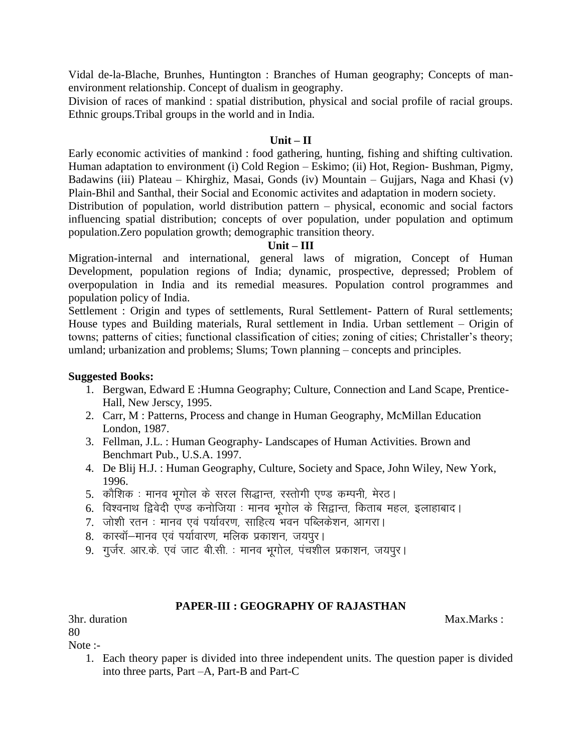Vidal de-la-Blache, Brunhes, Huntington : Branches of Human geography; Concepts of man-environment relationship. Concept of dualism in geography.

Division of races of mankind : spatial distribution, physical and social profile of racial groups. Ethnic groups.Tribal groups in the world and in India.

**Unit – II**

Early economic activities of mankind : food gathering, hunting, fishing and shifting cultivation. Human adaptation to environment (i) Cold Region – Eskimo; (ii) Hot, Region- Bushman, Pigmy, Badawins (iii) Plateau – Khirghiz, Masai, Gonds (iv) Mountain – Gujjars, Naga and Khasi (v) Plain-Bhil and Santhal, their Social and Economic activites and adaptation in modern society.

Distribution of population, world distribution pattern – physical, economic and social factors influencing spatial distribution; concepts of over population, under population and optimum population.Zero population growth; demographic transition theory.

**Unit – III**

Migration-internal and international, general laws of migration, Concept of Human Development, population regions of India; dynamic, prospective, depressed; Problem of overpopulation in India and its remedial measures. Population control programmes and population policy of India.

Settlement : Origin and types of settlements, Rural Settlement- Pattern of Rural settlements; House types and Building materials, Rural settlement in India. Urban settlement – Origin of towns; patterns of cities; functional classification of cities; zoning of cities; Christaller's theory; umland; urbanization and problems; Slums; Town planning – concepts and principles.

**Suggested Books:**

1. Bergwan, Edward E :Humna Geography; Culture, Connection and Land Scape, Prentice-Hall, New Jerscy, 1995.
2. Carr, M : Patterns, Process and change in Human Geography, McMillan Education London, 1987.
3. Fellman, J.L. : Human Geography- Landscapes of Human Activities. Brown and Benchmart Pub., U.S.A. 1997.
4. De Blij H.J. : Human Geography, Culture, Society and Space, John Wiley, New York, 1996.
5. कौशिक : मानव भूगोल के सरल सिद्धान्त, रस्तोगी एण्ड कम्पनी, मेरठ।
6. विश्वनाथ द्विवेदी एण्ड कनोजिया : मानव भूगोल के सिद्धान्त, किताब महल, इलाहाबाद।
7. जोशी रतन : मानव एवं पर्यावरण, साहित्य भवन पब्लिकेशन, आगरा।
8. कास्वॉ–मानव एवं पर्यावारण, मलिक प्रकाशन, जयपुर।
9. गुर्जर. आर.के. एवं जाट बी.सी. : मानव भूगोल, पंचशील प्रकाशन, जयपुर।

## PAPER-III : GEOGRAPHY OF RAJASTHAN

3hr. duration Max.Marks : 80

Note :-

1. Each theory paper is divided into three independent units. The question paper is divided into three parts, Part –A, Part-B and Part-C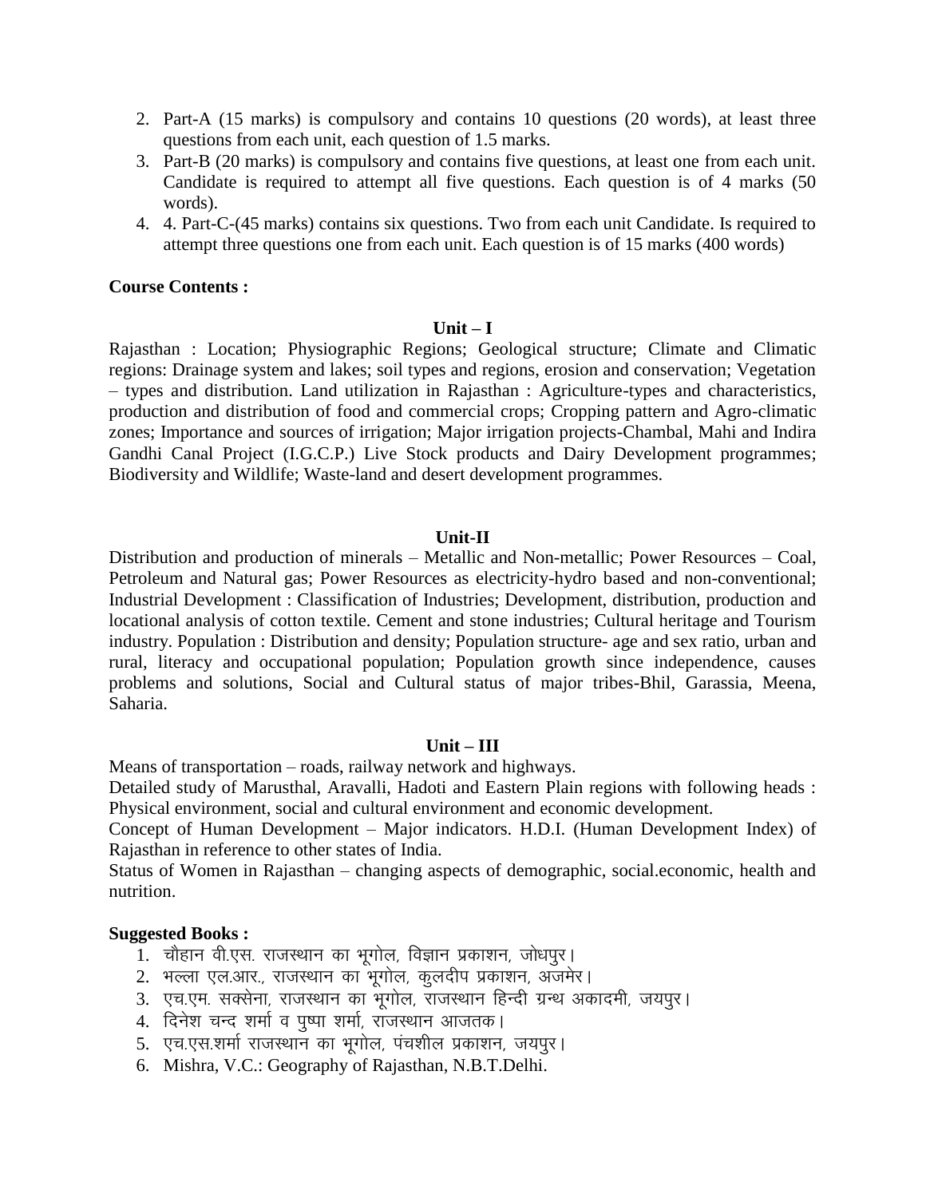2. Part-A (15 marks) is compulsory and contains 10 questions (20 words), at least three questions from each unit, each question of 1.5 marks.
3. Part-B (20 marks) is compulsory and contains five questions, at least one from each unit. Candidate is required to attempt all five questions. Each question is of 4 marks (50 words).
4. 4. Part-C-(45 marks) contains six questions. Two from each unit Candidate. Is required to attempt three questions one from each unit. Each question is of 15 marks (400 words)

**Course Contents :**

**Unit – I**

Rajasthan : Location; Physiographic Regions; Geological structure; Climate and Climatic regions: Drainage system and lakes; soil types and regions, erosion and conservation; Vegetation – types and distribution. Land utilization in Rajasthan : Agriculture-types and characteristics, production and distribution of food and commercial crops; Cropping pattern and Agro-climatic zones; Importance and sources of irrigation; Major irrigation projects-Chambal, Mahi and Indira Gandhi Canal Project (I.G.C.P.) Live Stock products and Dairy Development programmes; Biodiversity and Wildlife; Waste-land and desert development programmes.

**Unit-II**

Distribution and production of minerals – Metallic and Non-metallic; Power Resources – Coal, Petroleum and Natural gas; Power Resources as electricity-hydro based and non-conventional; Industrial Development : Classification of Industries; Development, distribution, production and locational analysis of cotton textile. Cement and stone industries; Cultural heritage and Tourism industry. Population : Distribution and density; Population structure- age and sex ratio, urban and rural, literacy and occupational population; Population growth since independence, causes problems and solutions, Social and Cultural status of major tribes-Bhil, Garassia, Meena, Saharia.

**Unit – III**

Means of transportation – roads, railway network and highways.

Detailed study of Marusthal, Aravalli, Hadoti and Eastern Plain regions with following heads : Physical environment, social and cultural environment and economic development.

Concept of Human Development – Major indicators. H.D.I. (Human Development Index) of Rajasthan in reference to other states of India.

Status of Women in Rajasthan – changing aspects of demographic, social.economic, health and nutrition.

**Suggested Books :**

1. चौहान वी.एस. राजस्थान का भूगोल, विज्ञान प्रकाशन, जोधपुर।
2. भल्ला एल.आर., राजस्थान का भूगोल, कुलदीप प्रकाशन, अजमेर।
3. एच.एम. सक्सेना, राजस्थान का भूगोल, राजस्थान हिन्दी ग्रन्थ अकादमी, जयपुर।
4. दिनेश चन्द शर्मा व पुष्पा शर्मा, राजस्थान आजतक।
5. एच.एस.शर्मा राजस्थान का भूगोल, पंचशील प्रकाशन, जयपुर।
6. Mishra, V.C.: Geography of Rajasthan, N.B.T.Delhi.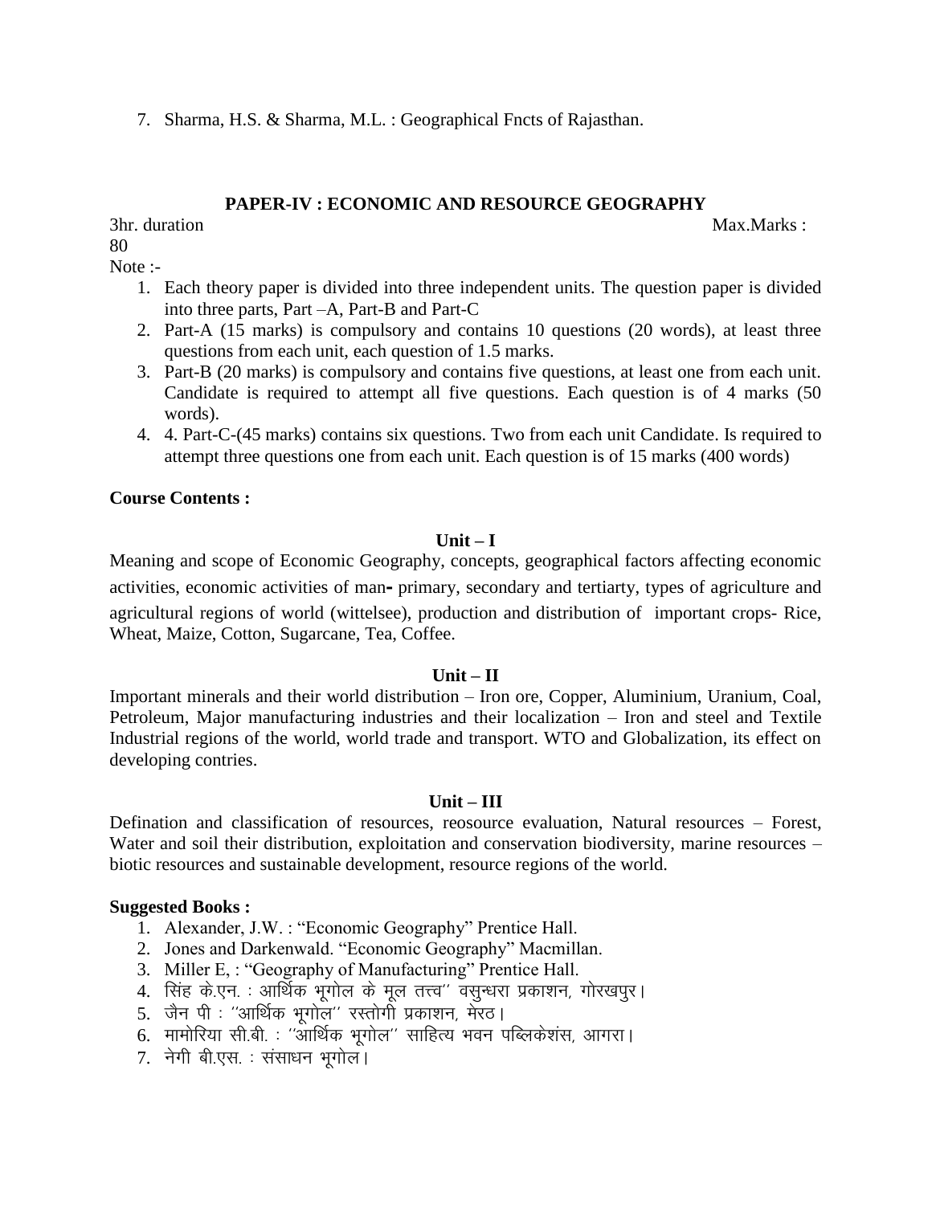7. Sharma, H.S. & Sharma, M.L. : Geographical Fncts of Rajasthan.

## PAPER-IV : ECONOMIC AND RESOURCE GEOGRAPHY

3hr. duration Max.Marks : 80

Note :-

1. Each theory paper is divided into three independent units. The question paper is divided into three parts, Part –A, Part-B and Part-C
2. Part-A (15 marks) is compulsory and contains 10 questions (20 words), at least three questions from each unit, each question of 1.5 marks.
3. Part-B (20 marks) is compulsory and contains five questions, at least one from each unit. Candidate is required to attempt all five questions. Each question is of 4 marks (50 words).
4. 4. Part-C-(45 marks) contains six questions. Two from each unit Candidate. Is required to attempt three questions one from each unit. Each question is of 15 marks (400 words)

**Course Contents :**

**Unit – I**

Meaning and scope of Economic Geography, concepts, geographical factors affecting economic activities, economic activities of man**-** primary, secondary and tertiarty, types of agriculture and agricultural regions of world (wittelsee), production and distribution of important crops- Rice, Wheat, Maize, Cotton, Sugarcane, Tea, Coffee.

**Unit – II**

Important minerals and their world distribution – Iron ore, Copper, Aluminium, Uranium, Coal, Petroleum, Major manufacturing industries and their localization – Iron and steel and Textile Industrial regions of the world, world trade and transport. WTO and Globalization, its effect on developing contries.

**Unit – III**

Defination and classification of resources, reosource evaluation, Natural resources – Forest, Water and soil their distribution, exploitation and conservation biodiversity, marine resources – biotic resources and sustainable development, resource regions of the world.

**Suggested Books :**

1. Alexander, J.W. : "Economic Geography" Prentice Hall.
2. Jones and Darkenwald. "Economic Geography" Macmillan.
3. Miller E, : "Geography of Manufacturing" Prentice Hall.
4. सिंह के.एन. : आर्थिक भूगोल के मूल तत्त्व'' वसुन्धरा प्रकाशन, गोरखपुर।
5. जैन पी : ''आर्थिक भूगोल'' रस्तोगी प्रकाशन, मेरठ।
6. मामोरिया सी.बी. : ''आर्थिक भूगोल'' साहित्य भवन पब्लिकेशंस, आगरा।
7. नेगी बी.एस. : संसाधन भूगोल।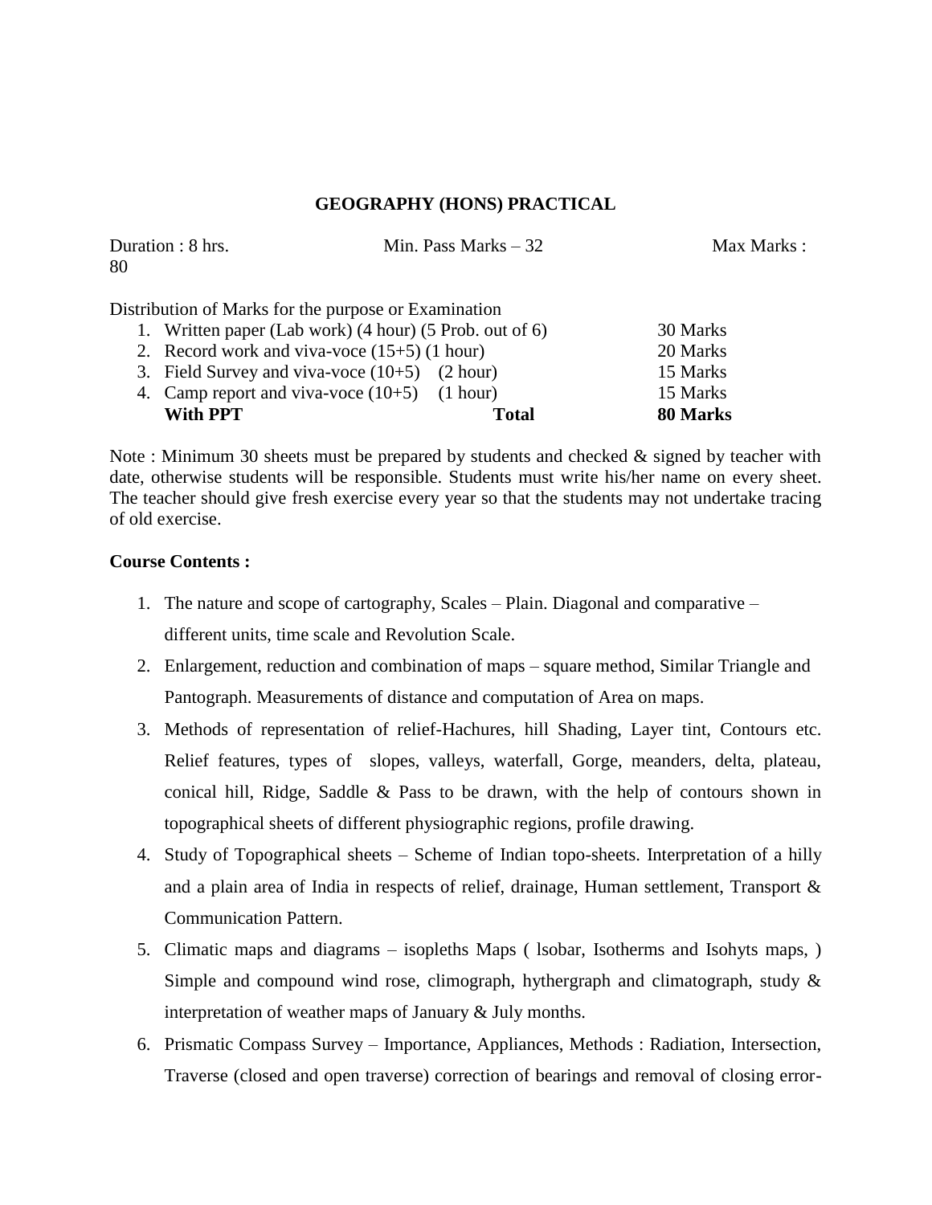**GEOGRAPHY (HONS) PRACTICAL**

Duration : 8 hrs. Min. Pass Marks – 32 Max Marks : 80

Distribution of Marks for the purpose or Examination

| | | |
|---|---|---|
| 1. Written paper (Lab work) (4 hour) (5 Prob. out of 6) | | 30 Marks |
| 2. Record work and viva-voce (15+5) (1 hour) | | 20 Marks |
| 3. Field Survey and viva-voce (10+5) (2 hour) | | 15 Marks |
| 4. Camp report and viva-voce (10+5) (1 hour) | | 15 Marks |
| **With PPT** | **Total** | **80 Marks** |

Note : Minimum 30 sheets must be prepared by students and checked & signed by teacher with date, otherwise students will be responsible. Students must write his/her name on every sheet. The teacher should give fresh exercise every year so that the students may not undertake tracing of old exercise.

**Course Contents :**

1. The nature and scope of cartography, Scales – Plain. Diagonal and comparative – different units, time scale and Revolution Scale.
2. Enlargement, reduction and combination of maps – square method, Similar Triangle and Pantograph. Measurements of distance and computation of Area on maps.
3. Methods of representation of relief-Hachures, hill Shading, Layer tint, Contours etc. Relief features, types of slopes, valleys, waterfall, Gorge, meanders, delta, plateau, conical hill, Ridge, Saddle & Pass to be drawn, with the help of contours shown in topographical sheets of different physiographic regions, profile drawing.
4. Study of Topographical sheets – Scheme of Indian topo-sheets. Interpretation of a hilly and a plain area of India in respects of relief, drainage, Human settlement, Transport & Communication Pattern.
5. Climatic maps and diagrams – isopleths Maps ( lsobar, Isotherms and Isohyts maps, ) Simple and compound wind rose, climograph, hythergraph and climatograph, study & interpretation of weather maps of January & July months.
6. Prismatic Compass Survey – Importance, Appliances, Methods : Radiation, Intersection, Traverse (closed and open traverse) correction of bearings and removal of closing error-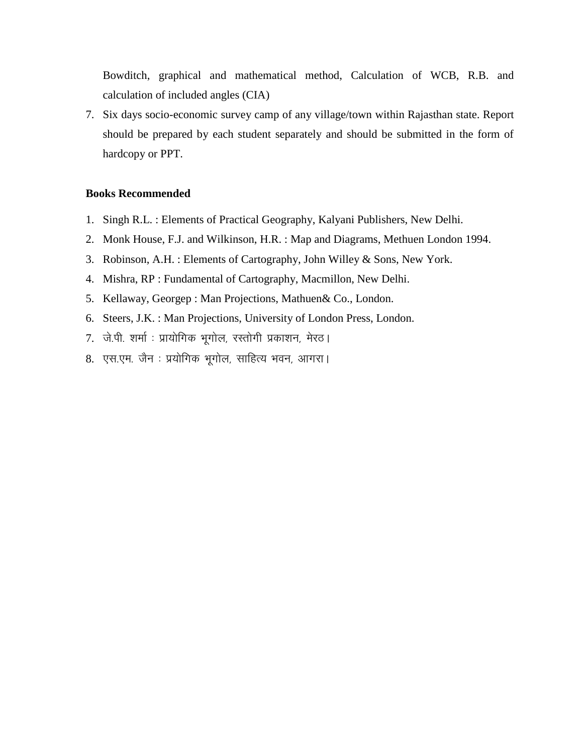Bowditch, graphical and mathematical method, Calculation of WCB, R.B. and calculation of included angles (CIA)

7. Six days socio-economic survey camp of any village/town within Rajasthan state. Report should be prepared by each student separately and should be submitted in the form of hardcopy or PPT.

**Books Recommended**

1. Singh R.L. : Elements of Practical Geography, Kalyani Publishers, New Delhi.
2. Monk House, F.J. and Wilkinson, H.R. : Map and Diagrams, Methuen London 1994.
3. Robinson, A.H. : Elements of Cartography, John Willey & Sons, New York.
4. Mishra, RP : Fundamental of Cartography, Macmillon, New Delhi.
5. Kellaway, Georgep : Man Projections, Mathuen& Co., London.
6. Steers, J.K. : Man Projections, University of London Press, London.
7. जे.पी. शर्मा : प्रायोगिक भूगोल, रस्तोगी प्रकाशन, मेरठ।
8. एस.एम. जैन : प्रयोगिक भूगोल, साहित्य भवन, आगरा।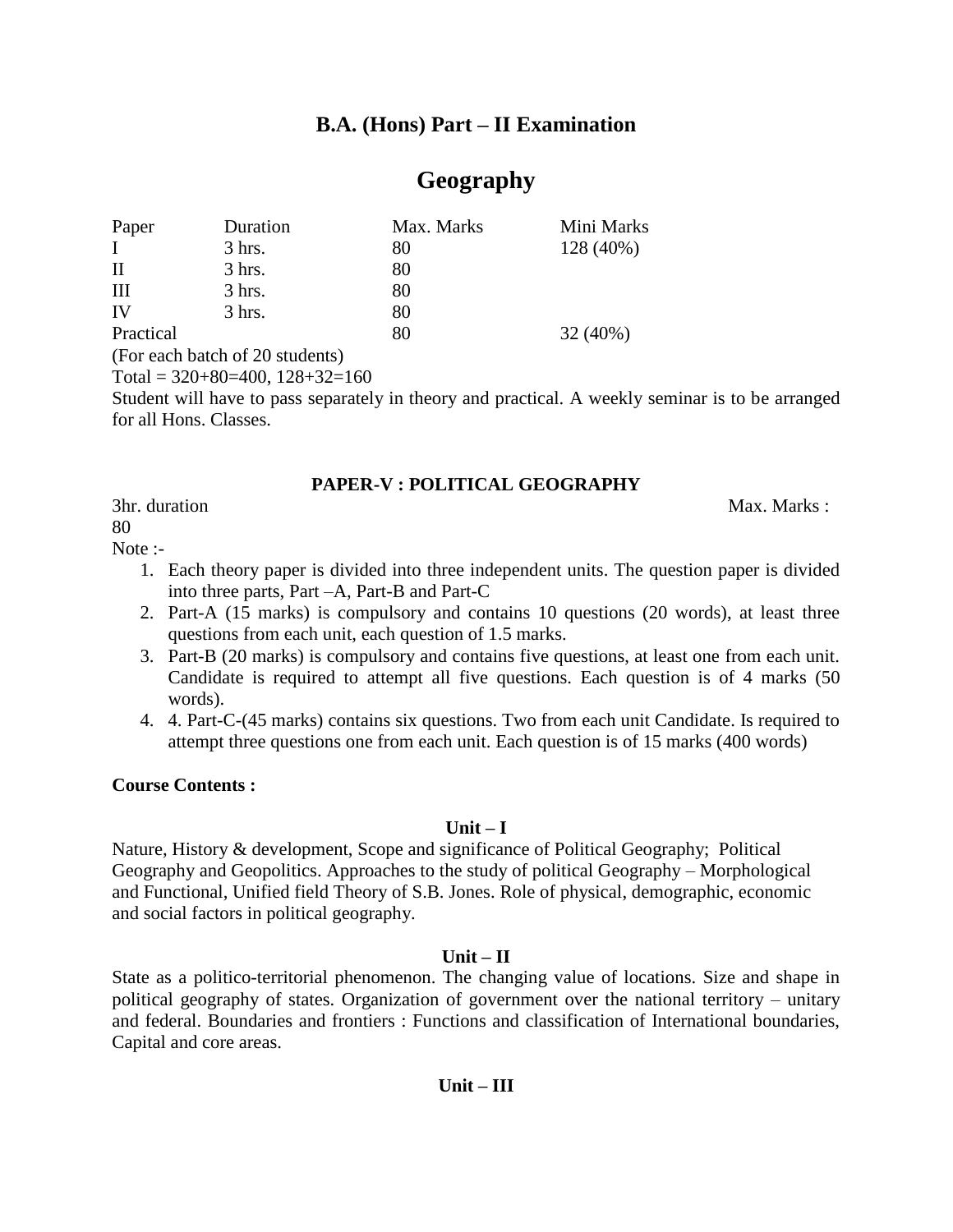# B.A. (Hons) Part – II Examination

## Geography

| Paper | Duration | Max. Marks | Mini Marks |
|---|---|---|---|
| I | 3 hrs. | 80 | 128 (40%) |
| II | 3 hrs. | 80 | |
| III | 3 hrs. | 80 | |
| IV | 3 hrs. | 80 | |
| Practical | | 80 | 32 (40%) |

(For each batch of 20 students)

Total = 320+80=400, 128+32=160

Student will have to pass separately in theory and practical. A weekly seminar is to be arranged for all Hons. Classes.

### PAPER-V : POLITICAL GEOGRAPHY

3hr. duration Max. Marks : 80

Note :-

1. Each theory paper is divided into three independent units. The question paper is divided into three parts, Part –A, Part-B and Part-C
2. Part-A (15 marks) is compulsory and contains 10 questions (20 words), at least three questions from each unit, each question of 1.5 marks.
3. Part-B (20 marks) is compulsory and contains five questions, at least one from each unit. Candidate is required to attempt all five questions. Each question is of 4 marks (50 words).
4. 4. Part-C-(45 marks) contains six questions. Two from each unit Candidate. Is required to attempt three questions one from each unit. Each question is of 15 marks (400 words)

**Course Contents :**

**Unit – I**

Nature, History & development, Scope and significance of Political Geography; Political Geography and Geopolitics. Approaches to the study of political Geography – Morphological and Functional, Unified field Theory of S.B. Jones. Role of physical, demographic, economic and social factors in political geography.

**Unit – II**

State as a politico-territorial phenomenon. The changing value of locations. Size and shape in political geography of states. Organization of government over the national territory – unitary and federal. Boundaries and frontiers : Functions and classification of International boundaries, Capital and core areas.

**Unit – III**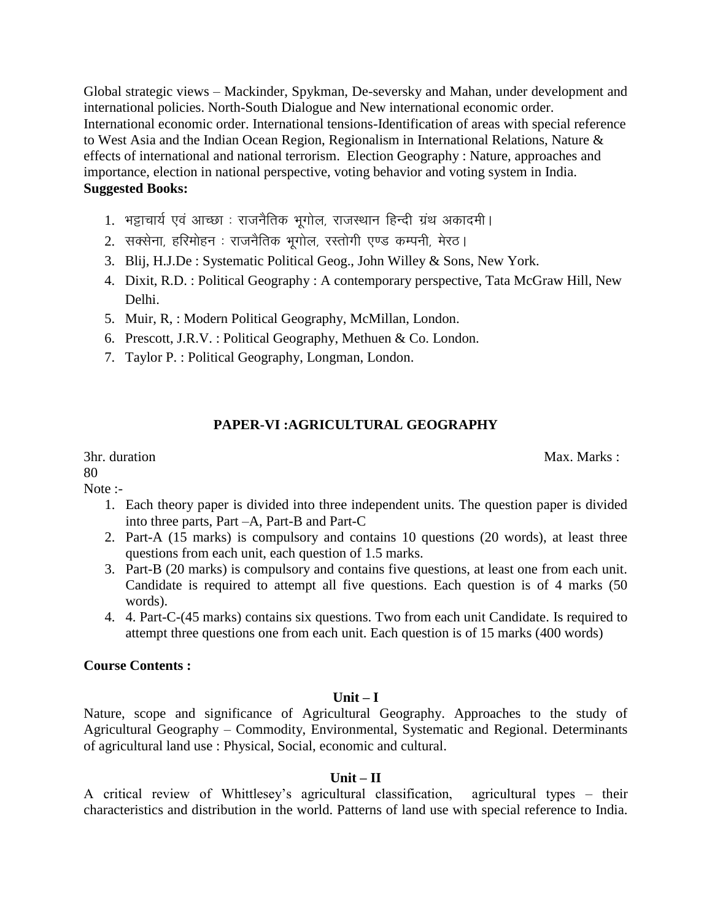Global strategic views – Mackinder, Spykman, De-seversky and Mahan, under development and international policies. North-South Dialogue and New international economic order. International economic order. International tensions-Identification of areas with special reference to West Asia and the Indian Ocean Region, Regionalism in International Relations, Nature & effects of international and national terrorism. Election Geography : Nature, approaches and importance, election in national perspective, voting behavior and voting system in India.

**Suggested Books:**

1. भट्टाचार्य एवं आच्छा : राजनैतिक भूगोल, राजस्थान हिन्दी ग्रंथ अकादमी।
2. सक्सेना, हरिमोहन : राजनैतिक भूगोल, रस्तोगी एण्ड कम्पनी, मेरठ।
3. Blij, H.J.De : Systematic Political Geog., John Willey & Sons, New York.
4. Dixit, R.D. : Political Geography : A contemporary perspective, Tata McGraw Hill, New Delhi.
5. Muir, R, : Modern Political Geography, McMillan, London.
6. Prescott, J.R.V. : Political Geography, Methuen & Co. London.
7. Taylor P. : Political Geography, Longman, London.

## PAPER-VI :AGRICULTURAL GEOGRAPHY

3hr. duration Max. Marks : 80

Note :-

1. Each theory paper is divided into three independent units. The question paper is divided into three parts, Part –A, Part-B and Part-C
2. Part-A (15 marks) is compulsory and contains 10 questions (20 words), at least three questions from each unit, each question of 1.5 marks.
3. Part-B (20 marks) is compulsory and contains five questions, at least one from each unit. Candidate is required to attempt all five questions. Each question is of 4 marks (50 words).
4. 4. Part-C-(45 marks) contains six questions. Two from each unit Candidate. Is required to attempt three questions one from each unit. Each question is of 15 marks (400 words)

**Course Contents :**

**Unit – I**

Nature, scope and significance of Agricultural Geography. Approaches to the study of Agricultural Geography – Commodity, Environmental, Systematic and Regional. Determinants of agricultural land use : Physical, Social, economic and cultural.

**Unit – II**

A critical review of Whittlesey's agricultural classification, agricultural types – their characteristics and distribution in the world. Patterns of land use with special reference to India.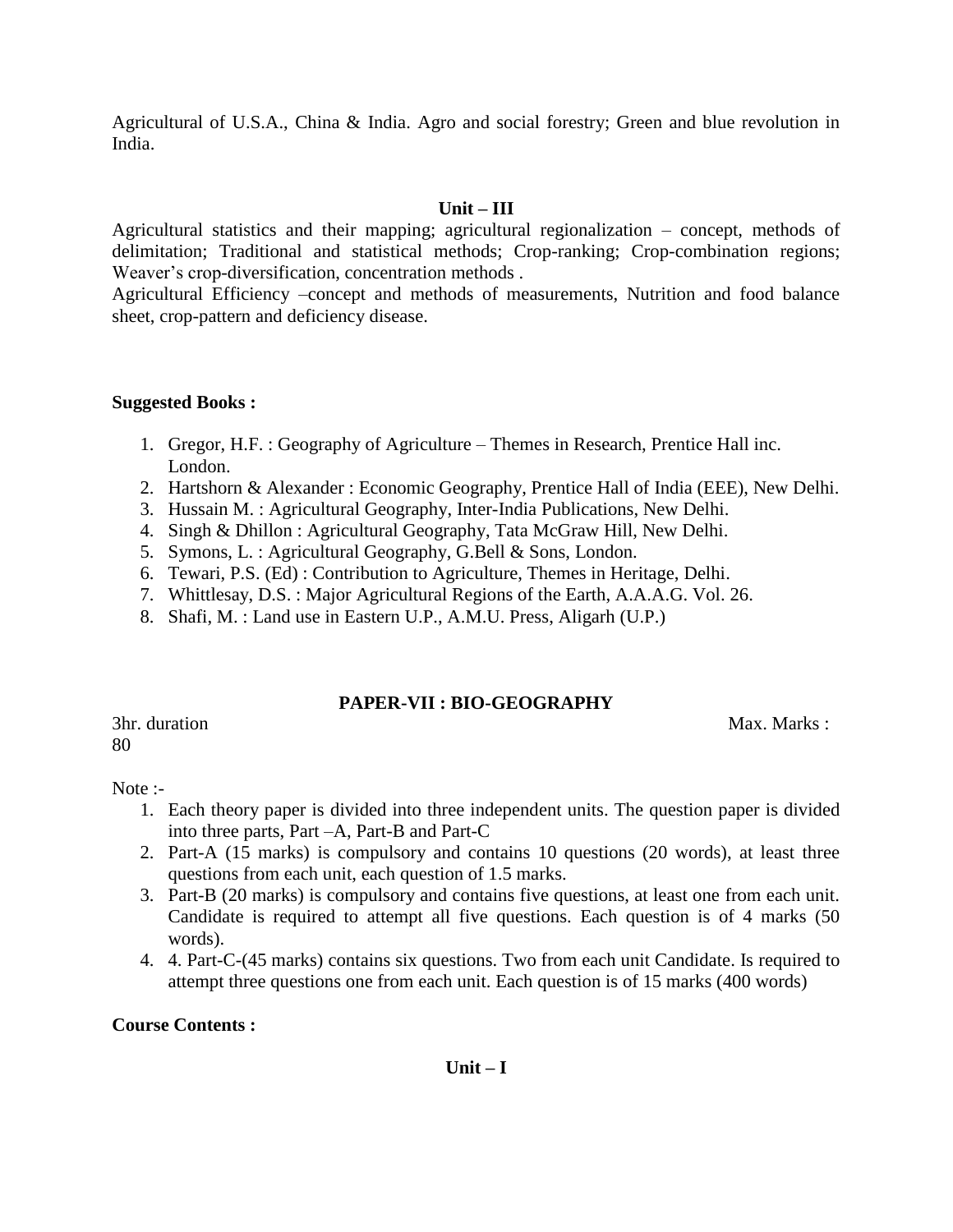Agricultural of U.S.A., China & India. Agro and social forestry; Green and blue revolution in India.

### Unit – III

Agricultural statistics and their mapping; agricultural regionalization – concept, methods of delimitation; Traditional and statistical methods; Crop-ranking; Crop-combination regions; Weaver's crop-diversification, concentration methods .

Agricultural Efficiency –concept and methods of measurements, Nutrition and food balance sheet, crop-pattern and deficiency disease.

**Suggested Books :**

1. Gregor, H.F. : Geography of Agriculture – Themes in Research, Prentice Hall inc. London.
2. Hartshorn & Alexander : Economic Geography, Prentice Hall of India (EEE), New Delhi.
3. Hussain M. : Agricultural Geography, Inter-India Publications, New Delhi.
4. Singh & Dhillon : Agricultural Geography, Tata McGraw Hill, New Delhi.
5. Symons, L. : Agricultural Geography, G.Bell & Sons, London.
6. Tewari, P.S. (Ed) : Contribution to Agriculture, Themes in Heritage, Delhi.
7. Whittlesay, D.S. : Major Agricultural Regions of the Earth, A.A.A.G. Vol. 26.
8. Shafi, M. : Land use in Eastern U.P., A.M.U. Press, Aligarh (U.P.)

## PAPER-VII : BIO-GEOGRAPHY

3hr. duration Max. Marks : 80

Note :-

1. Each theory paper is divided into three independent units. The question paper is divided into three parts, Part –A, Part-B and Part-C
2. Part-A (15 marks) is compulsory and contains 10 questions (20 words), at least three questions from each unit, each question of 1.5 marks.
3. Part-B (20 marks) is compulsory and contains five questions, at least one from each unit. Candidate is required to attempt all five questions. Each question is of 4 marks (50 words).
4. 4. Part-C-(45 marks) contains six questions. Two from each unit Candidate. Is required to attempt three questions one from each unit. Each question is of 15 marks (400 words)

**Course Contents :**

### Unit – I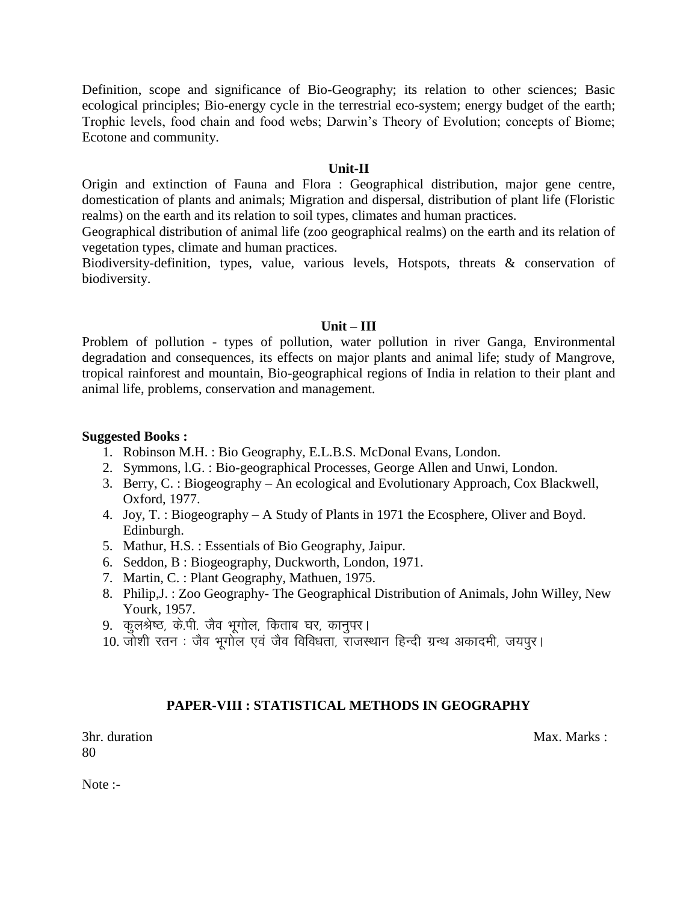Definition, scope and significance of Bio-Geography; its relation to other sciences; Basic ecological principles; Bio-energy cycle in the terrestrial eco-system; energy budget of the earth; Trophic levels, food chain and food webs; Darwin's Theory of Evolution; concepts of Biome; Ecotone and community.

### Unit-II

Origin and extinction of Fauna and Flora : Geographical distribution, major gene centre, domestication of plants and animals; Migration and dispersal, distribution of plant life (Floristic realms) on the earth and its relation to soil types, climates and human practices.

Geographical distribution of animal life (zoo geographical realms) on the earth and its relation of vegetation types, climate and human practices.

Biodiversity-definition, types, value, various levels, Hotspots, threats & conservation of biodiversity.

### Unit – III

Problem of pollution - types of pollution, water pollution in river Ganga, Environmental degradation and consequences, its effects on major plants and animal life; study of Mangrove, tropical rainforest and mountain, Bio-geographical regions of India in relation to their plant and animal life, problems, conservation and management.

**Suggested Books :**

1. Robinson M.H. : Bio Geography, E.L.B.S. McDonal Evans, London.
2. Symmons, l.G. : Bio-geographical Processes, George Allen and Unwi, London.
3. Berry, C. : Biogeography – An ecological and Evolutionary Approach, Cox Blackwell, Oxford, 1977.
4. Joy, T. : Biogeography – A Study of Plants in 1971 the Ecosphere, Oliver and Boyd. Edinburgh.
5. Mathur, H.S. : Essentials of Bio Geography, Jaipur.
6. Seddon, B : Biogeography, Duckworth, London, 1971.
7. Martin, C. : Plant Geography, Mathuen, 1975.
8. Philip,J. : Zoo Geography- The Geographical Distribution of Animals, John Willey, New Yourk, 1957.
9. कुलश्रेष्ठ, के.पी. जैव भूगोल, किताब घर, कानुपर।
10. जोशी रतन : जैव भूगोल एवं जैव विविधता, राजस्थान हिन्दी ग्रन्थ अकादमी, जयपुर।

## PAPER-VIII : STATISTICAL METHODS IN GEOGRAPHY

3hr. duration Max. Marks : 80

Note :-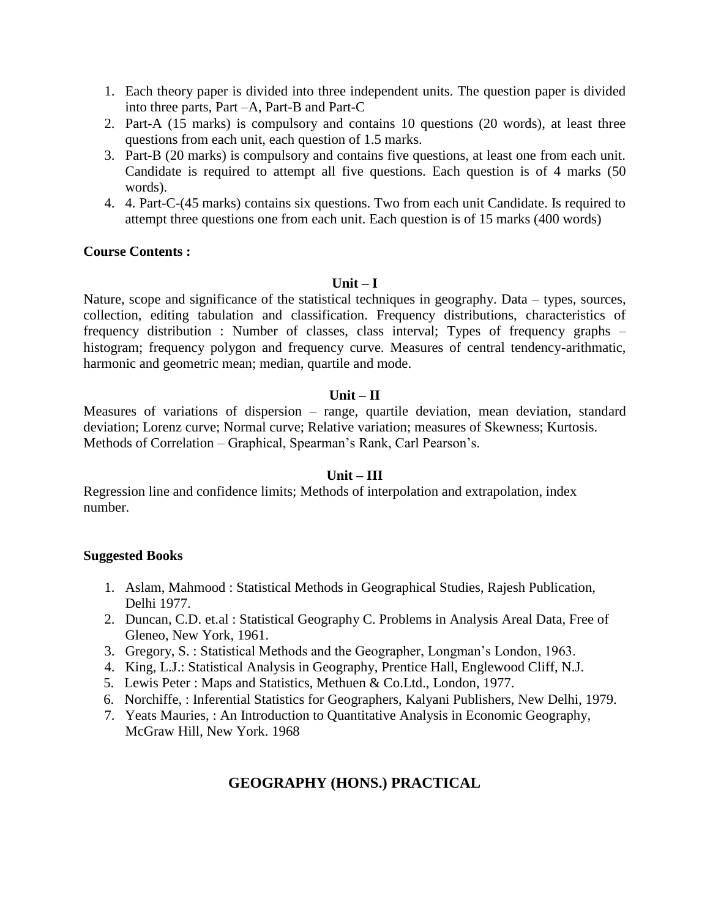1. Each theory paper is divided into three independent units. The question paper is divided into three parts, Part –A, Part-B and Part-C
2. Part-A (15 marks) is compulsory and contains 10 questions (20 words), at least three questions from each unit, each question of 1.5 marks.
3. Part-B (20 marks) is compulsory and contains five questions, at least one from each unit. Candidate is required to attempt all five questions. Each question is of 4 marks (50 words).
4. 4. Part-C-(45 marks) contains six questions. Two from each unit Candidate. Is required to attempt three questions one from each unit. Each question is of 15 marks (400 words)

**Course Contents :**

**Unit – I**

Nature, scope and significance of the statistical techniques in geography. Data – types, sources, collection, editing tabulation and classification. Frequency distributions, characteristics of frequency distribution : Number of classes, class interval; Types of frequency graphs – histogram; frequency polygon and frequency curve. Measures of central tendency-arithmatic, harmonic and geometric mean; median, quartile and mode.

**Unit – II**

Measures of variations of dispersion – range, quartile deviation, mean deviation, standard deviation; Lorenz curve; Normal curve; Relative variation; measures of Skewness; Kurtosis. Methods of Correlation – Graphical, Spearman's Rank, Carl Pearson's.

**Unit – III**

Regression line and confidence limits; Methods of interpolation and extrapolation, index number.

**Suggested Books**

1. Aslam, Mahmood : Statistical Methods in Geographical Studies, Rajesh Publication, Delhi 1977.
2. Duncan, C.D. et.al : Statistical Geography C. Problems in Analysis Areal Data, Free of Gleneo, New York, 1961.
3. Gregory, S. : Statistical Methods and the Geographer, Longman's London, 1963.
4. King, L.J.: Statistical Analysis in Geography, Prentice Hall, Englewood Cliff, N.J.
5. Lewis Peter : Maps and Statistics, Methuen & Co.Ltd., London, 1977.
6. Norchiffe, : Inferential Statistics for Geographers, Kalyani Publishers, New Delhi, 1979.
7. Yeats Mauries, : An Introduction to Quantitative Analysis in Economic Geography, McGraw Hill, New York. 1968

## GEOGRAPHY (HONS.) PRACTICAL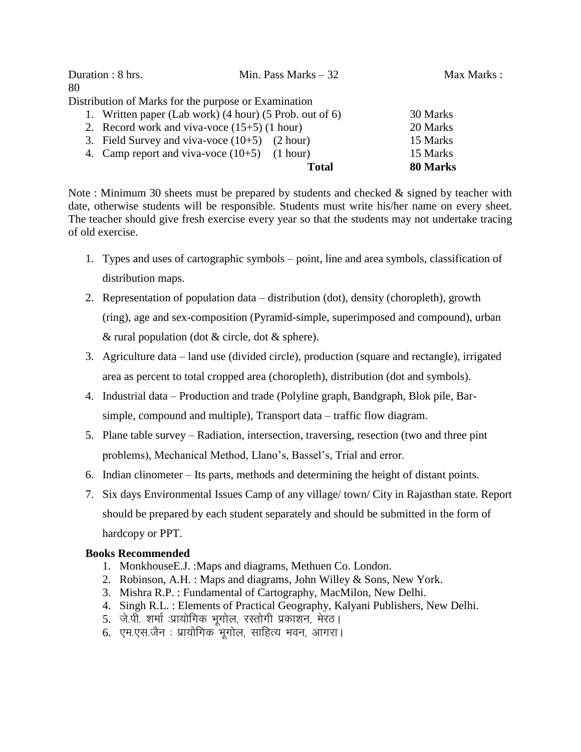Duration : 8 hrs. Min. Pass Marks – 32 Max Marks : 80

Distribution of Marks for the purpose or Examination

| | | |
|---|---|---|
| 1. | Written paper (Lab work) (4 hour) (5 Prob. out of 6) | 30 Marks |
| 2. | Record work and viva-voce (15+5) (1 hour) | 20 Marks |
| 3. | Field Survey and viva-voce (10+5) (2 hour) | 15 Marks |
| 4. | Camp report and viva-voce (10+5) (1 hour) | 15 Marks |
| | **Total** | **80 Marks** |

Note : Minimum 30 sheets must be prepared by students and checked & signed by teacher with date, otherwise students will be responsible. Students must write his/her name on every sheet. The teacher should give fresh exercise every year so that the students may not undertake tracing of old exercise.

1. Types and uses of cartographic symbols – point, line and area symbols, classification of distribution maps.
2. Representation of population data – distribution (dot), density (choropleth), growth (ring), age and sex-composition (Pyramid-simple, superimposed and compound), urban & rural population (dot & circle, dot & sphere).
3. Agriculture data – land use (divided circle), production (square and rectangle), irrigated area as percent to total cropped area (choropleth), distribution (dot and symbols).
4. Industrial data – Production and trade (Polyline graph, Bandgraph, Blok pile, Bar-simple, compound and multiple), Transport data – traffic flow diagram.
5. Plane table survey – Radiation, intersection, traversing, resection (two and three pint problems), Mechanical Method, Llano's, Bassel's, Trial and error.
6. Indian clinometer – Its parts, methods and determining the height of distant points.
7. Six days Environmental Issues Camp of any village/ town/ City in Rajasthan state. Report should be prepared by each student separately and should be submitted in the form of hardcopy or PPT.

**Books Recommended**

1. MonkhouseE.J. :Maps and diagrams, Methuen Co. London.
2. Robinson, A.H. : Maps and diagrams, John Willey & Sons, New York.
3. Mishra R.P. : Fundamental of Cartography, MacMilon, New Delhi.
4. Singh R.L. : Elements of Practical Geography, Kalyani Publishers, New Delhi.
5. जे.पी. शर्मा :प्रायोगिक भूगोल, रस्तोगी प्रकाशन, मेरठ।
6. एम.एस.जैन : प्रायोगिक भूगोल, साहित्य भवन, आगरा।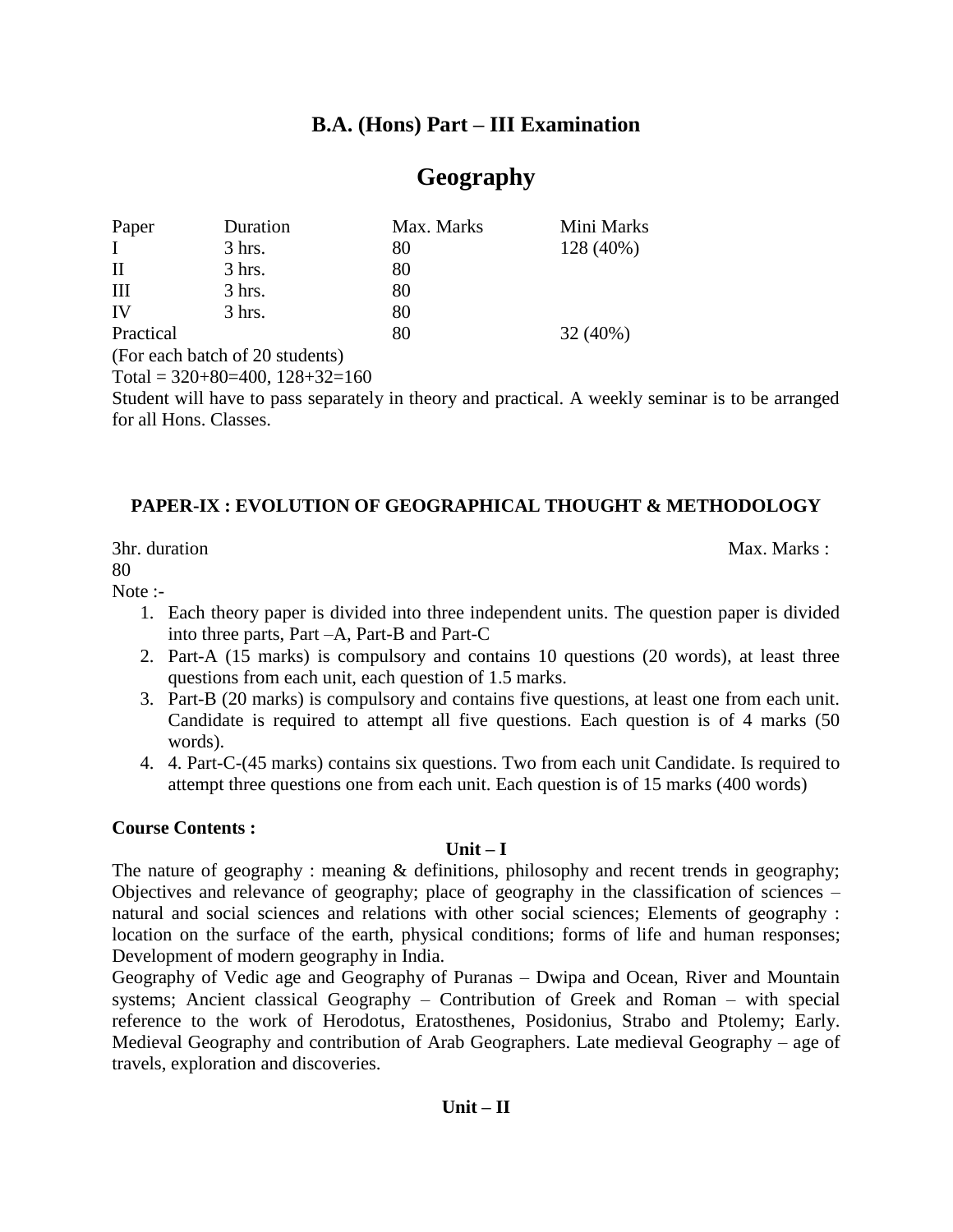# B.A. (Hons) Part – III Examination

## Geography

| Paper | Duration | Max. Marks | Mini Marks |
|---|---|---|---|
| I | 3 hrs. | 80 | 128 (40%) |
| II | 3 hrs. | 80 | |
| III | 3 hrs. | 80 | |
| IV | 3 hrs. | 80 | |
| Practical | | 80 | 32 (40%) |

(For each batch of 20 students)

Total = 320+80=400, 128+32=160

Student will have to pass separately in theory and practical. A weekly seminar is to be arranged for all Hons. Classes.

### PAPER-IX : EVOLUTION OF GEOGRAPHICAL THOUGHT & METHODOLOGY

3hr. duration Max. Marks : 80

Note :-

1. Each theory paper is divided into three independent units. The question paper is divided into three parts, Part –A, Part-B and Part-C
2. Part-A (15 marks) is compulsory and contains 10 questions (20 words), at least three questions from each unit, each question of 1.5 marks.
3. Part-B (20 marks) is compulsory and contains five questions, at least one from each unit. Candidate is required to attempt all five questions. Each question is of 4 marks (50 words).
4. 4. Part-C-(45 marks) contains six questions. Two from each unit Candidate. Is required to attempt three questions one from each unit. Each question is of 15 marks (400 words)

**Course Contents :**

**Unit – I**

The nature of geography : meaning & definitions, philosophy and recent trends in geography; Objectives and relevance of geography; place of geography in the classification of sciences – natural and social sciences and relations with other social sciences; Elements of geography : location on the surface of the earth, physical conditions; forms of life and human responses; Development of modern geography in India.

Geography of Vedic age and Geography of Puranas – Dwipa and Ocean, River and Mountain systems; Ancient classical Geography – Contribution of Greek and Roman – with special reference to the work of Herodotus, Eratosthenes, Posidonius, Strabo and Ptolemy; Early. Medieval Geography and contribution of Arab Geographers. Late medieval Geography – age of travels, exploration and discoveries.

**Unit – II**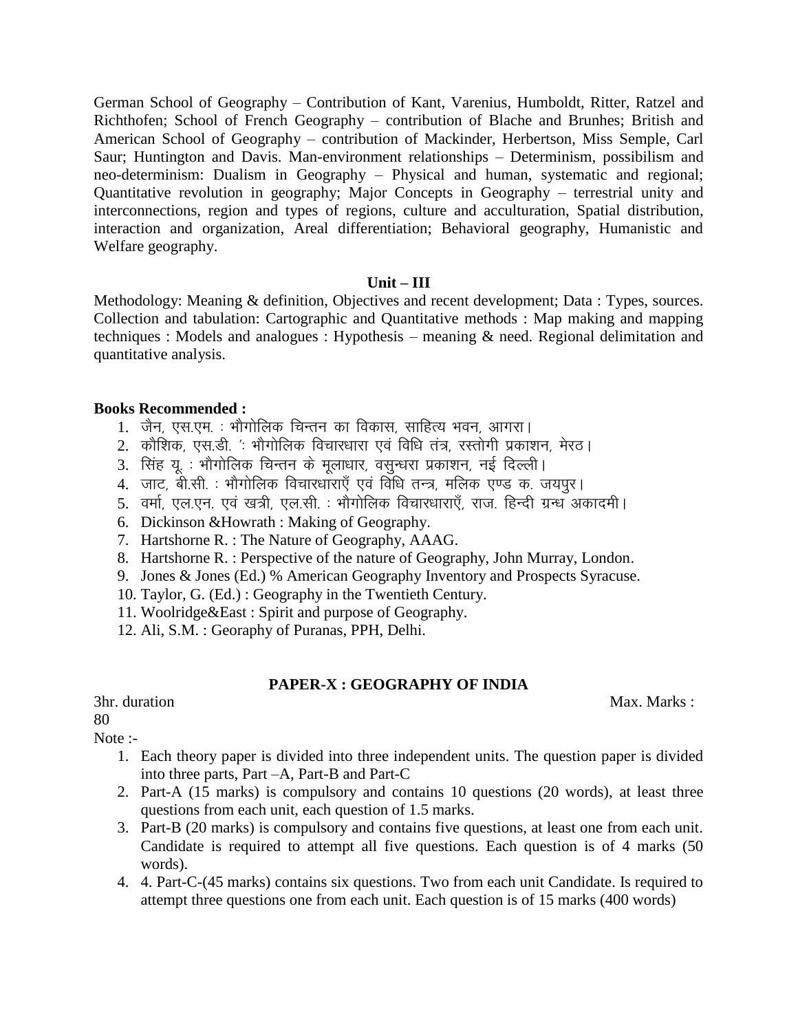German School of Geography – Contribution of Kant, Varenius, Humboldt, Ritter, Ratzel and Richthofen; School of French Geography – contribution of Blache and Brunhes; British and American School of Geography – contribution of Mackinder, Herbertson, Miss Semple, Carl Saur; Huntington and Davis. Man-environment relationships – Determinism, possibilism and neo-determinism: Dualism in Geography – Physical and human, systematic and regional; Quantitative revolution in geography; Major Concepts in Geography – terrestrial unity and interconnections, region and types of regions, culture and acculturation, Spatial distribution, interaction and organization, Areal differentiation; Behavioral geography, Humanistic and Welfare geography.

**Unit – III**

Methodology: Meaning & definition, Objectives and recent development; Data : Types, sources. Collection and tabulation: Cartographic and Quantitative methods : Map making and mapping techniques : Models and analogues : Hypothesis – meaning & need. Regional delimitation and quantitative analysis.

**Books Recommended :**

1. जैन, एस.एम. : भौगोलिक चिन्तन का विकास, साहित्य भवन, आगरा।
2. कौशिक, एस.डी. ': भौगोलिक विचारधारा एवं विधि तंत्र, रस्तोगी प्रकाशन, मेरठ।
3. सिंह यू. : भौगोलिक चिन्तन के मूलाधार, वसुन्धरा प्रकाशन, नई दिल्ली।
4. जाट, बी.सी. : भौगोलिक विचारधाराएँ एवं विधि तन्त्र, मलिक एण्ड क. जयपुर।
5. वर्मा, एल.एन. एवं खत्री, एल.सी. : भौगोलिक विचारधाराएँ, राज. हिन्दी ग्रन्ध अकादमी।
6. Dickinson &Howrath : Making of Geography.
7. Hartshorne R. : The Nature of Geography, AAAG.
8. Hartshorne R. : Perspective of the nature of Geography, John Murray, London.
9. Jones & Jones (Ed.) % American Geography Inventory and Prospects Syracuse.
10. Taylor, G. (Ed.) : Geography in the Twentieth Century.
11. Woolridge&East : Spirit and purpose of Geography.
12. Ali, S.M. : Georaphy of Puranas, PPH, Delhi.

**PAPER-X : GEOGRAPHY OF INDIA**

3hr. duration Max. Marks : 80

Note :-

1. Each theory paper is divided into three independent units. The question paper is divided into three parts, Part –A, Part-B and Part-C
2. Part-A (15 marks) is compulsory and contains 10 questions (20 words), at least three questions from each unit, each question of 1.5 marks.
3. Part-B (20 marks) is compulsory and contains five questions, at least one from each unit. Candidate is required to attempt all five questions. Each question is of 4 marks (50 words).
4. 4. Part-C-(45 marks) contains six questions. Two from each unit Candidate. Is required to attempt three questions one from each unit. Each question is of 15 marks (400 words)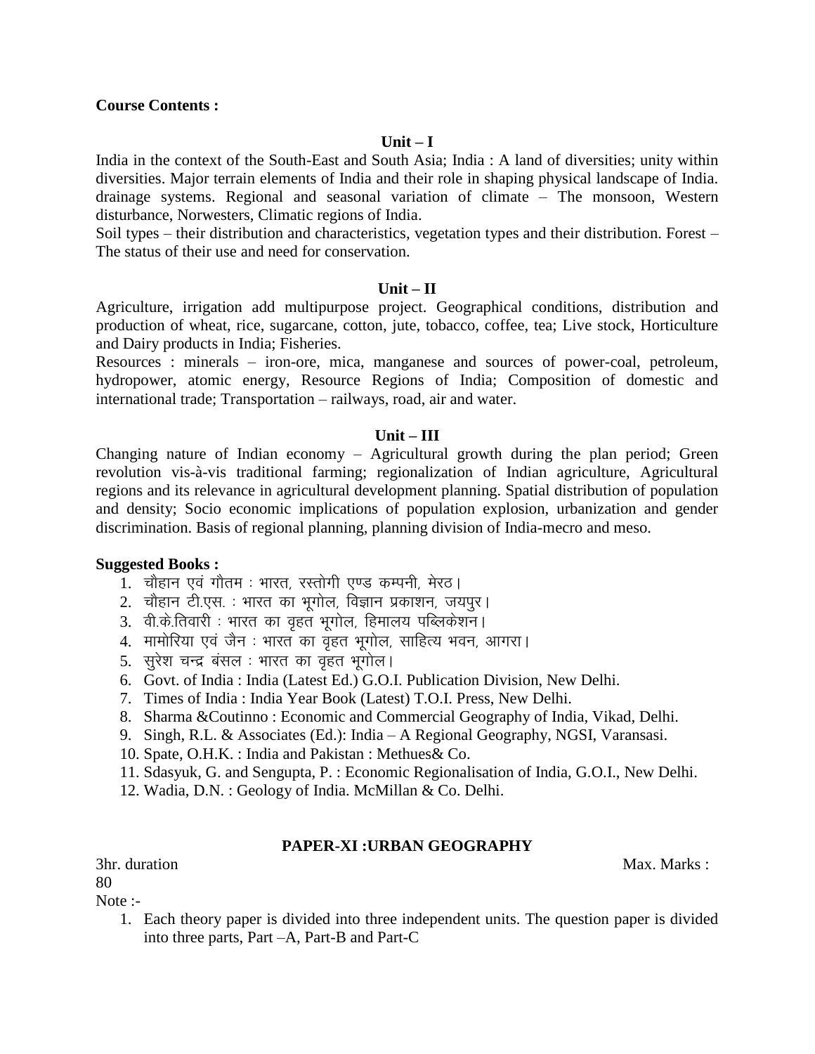**Course Contents :**

**Unit – I**

India in the context of the South-East and South Asia; India : A land of diversities; unity within diversities. Major terrain elements of India and their role in shaping physical landscape of India. drainage systems. Regional and seasonal variation of climate – The monsoon, Western disturbance, Norwesters, Climatic regions of India.

Soil types – their distribution and characteristics, vegetation types and their distribution. Forest – The status of their use and need for conservation.

**Unit – II**

Agriculture, irrigation add multipurpose project. Geographical conditions, distribution and production of wheat, rice, sugarcane, cotton, jute, tobacco, coffee, tea; Live stock, Horticulture and Dairy products in India; Fisheries.

Resources : minerals – iron-ore, mica, manganese and sources of power-coal, petroleum, hydropower, atomic energy, Resource Regions of India; Composition of domestic and international trade; Transportation – railways, road, air and water.

**Unit – III**

Changing nature of Indian economy – Agricultural growth during the plan period; Green revolution vis-à-vis traditional farming; regionalization of Indian agriculture, Agricultural regions and its relevance in agricultural development planning. Spatial distribution of population and density; Socio economic implications of population explosion, urbanization and gender discrimination. Basis of regional planning, planning division of India-mecro and meso.

**Suggested Books :**

1. चौहान एवं गौतम : भारत, रस्तोगी एण्ड कम्पनी, मेरठ।
2. चौहान टी.एस. : भारत का भूगोल, विज्ञान प्रकाशन, जयपुर।
3. वी.के.तिवारी : भारत का वृहत भूगोल, हिमालय पब्लिकेशन।
4. मामोरिया एवं जैन : भारत का वृहत भूगोल, साहित्य भवन, आगरा।
5. सुरेश चन्द्र बंसल : भारत का वृहत भूगोल।
6. Govt. of India : India (Latest Ed.) G.O.I. Publication Division, New Delhi.
7. Times of India : India Year Book (Latest) T.O.I. Press, New Delhi.
8. Sharma &Coutinno : Economic and Commercial Geography of India, Vikad, Delhi.
9. Singh, R.L. & Associates (Ed.): India – A Regional Geography, NGSI, Varansasi.
10. Spate, O.H.K. : India and Pakistan : Methues& Co.
11. Sdasyuk, G. and Sengupta, P. : Economic Regionalisation of India, G.O.I., New Delhi.
12. Wadia, D.N. : Geology of India. McMillan & Co. Delhi.

## PAPER-XI :URBAN GEOGRAPHY

3hr. duration Max. Marks : 80

Note :-

1. Each theory paper is divided into three independent units. The question paper is divided into three parts, Part –A, Part-B and Part-C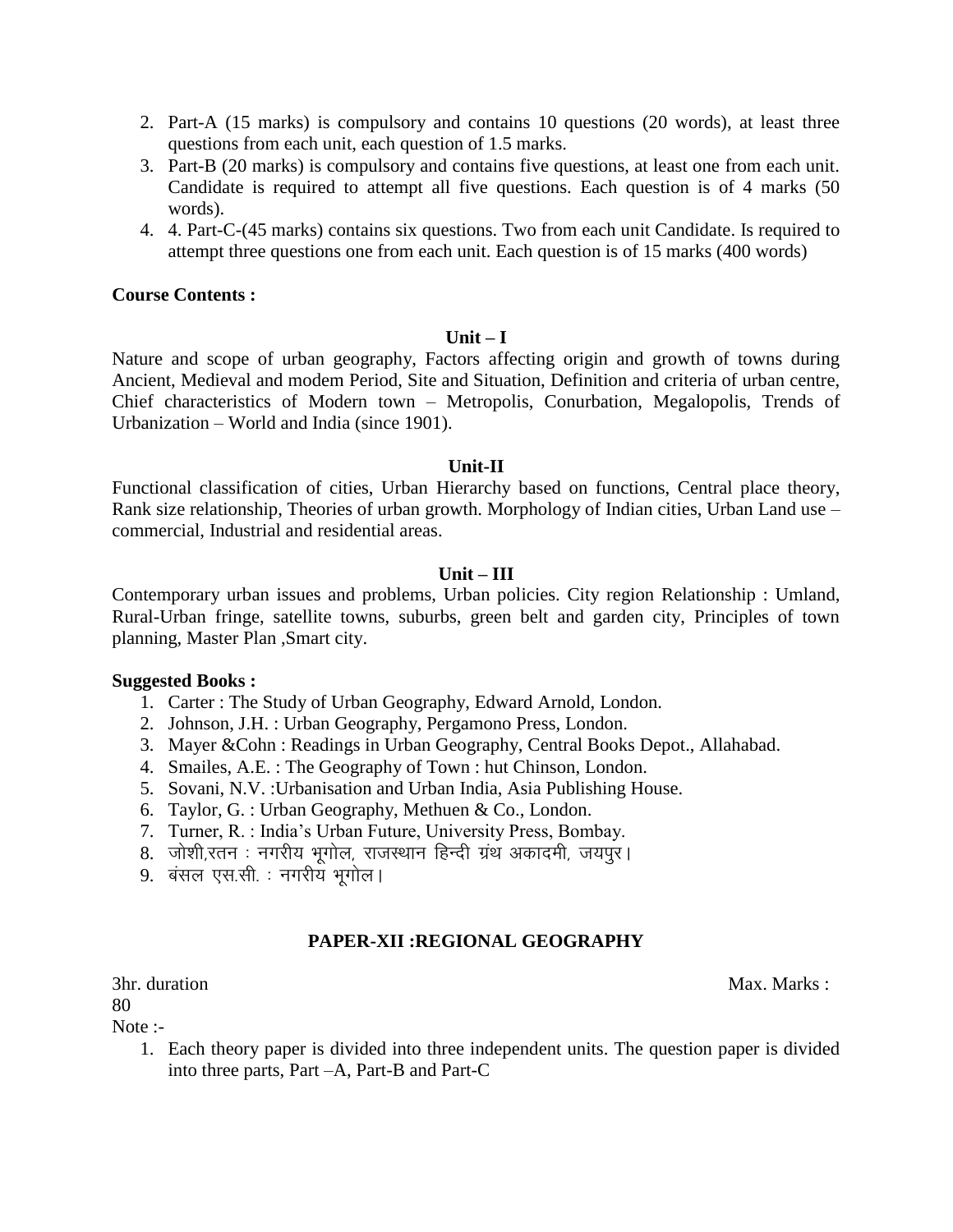2. Part-A (15 marks) is compulsory and contains 10 questions (20 words), at least three questions from each unit, each question of 1.5 marks.
3. Part-B (20 marks) is compulsory and contains five questions, at least one from each unit. Candidate is required to attempt all five questions. Each question is of 4 marks (50 words).
4. 4. Part-C-(45 marks) contains six questions. Two from each unit Candidate. Is required to attempt three questions one from each unit. Each question is of 15 marks (400 words)

**Course Contents :**

**Unit – I**

Nature and scope of urban geography, Factors affecting origin and growth of towns during Ancient, Medieval and modem Period, Site and Situation, Definition and criteria of urban centre, Chief characteristics of Modern town – Metropolis, Conurbation, Megalopolis, Trends of Urbanization – World and India (since 1901).

**Unit-II**

Functional classification of cities, Urban Hierarchy based on functions, Central place theory, Rank size relationship, Theories of urban growth. Morphology of Indian cities, Urban Land use – commercial, Industrial and residential areas.

**Unit – III**

Contemporary urban issues and problems, Urban policies. City region Relationship : Umland, Rural-Urban fringe, satellite towns, suburbs, green belt and garden city, Principles of town planning, Master Plan ,Smart city.

**Suggested Books :**

1. Carter : The Study of Urban Geography, Edward Arnold, London.
2. Johnson, J.H. : Urban Geography, Pergamono Press, London.
3. Mayer &Cohn : Readings in Urban Geography, Central Books Depot., Allahabad.
4. Smailes, A.E. : The Geography of Town : hut Chinson, London.
5. Sovani, N.V. :Urbanisation and Urban India, Asia Publishing House.
6. Taylor, G. : Urban Geography, Methuen & Co., London.
7. Turner, R. : India's Urban Future, University Press, Bombay.
8. जोशी,रतन : नगरीय भूगोल, राजस्थान हिन्दी ग्रंथ अकादमी, जयपुर।
9. बंसल एस.सी. : नगरीय भूगोल।

## PAPER-XII :REGIONAL GEOGRAPHY

3hr. duration Max. Marks : 80

Note :-

1. Each theory paper is divided into three independent units. The question paper is divided into three parts, Part –A, Part-B and Part-C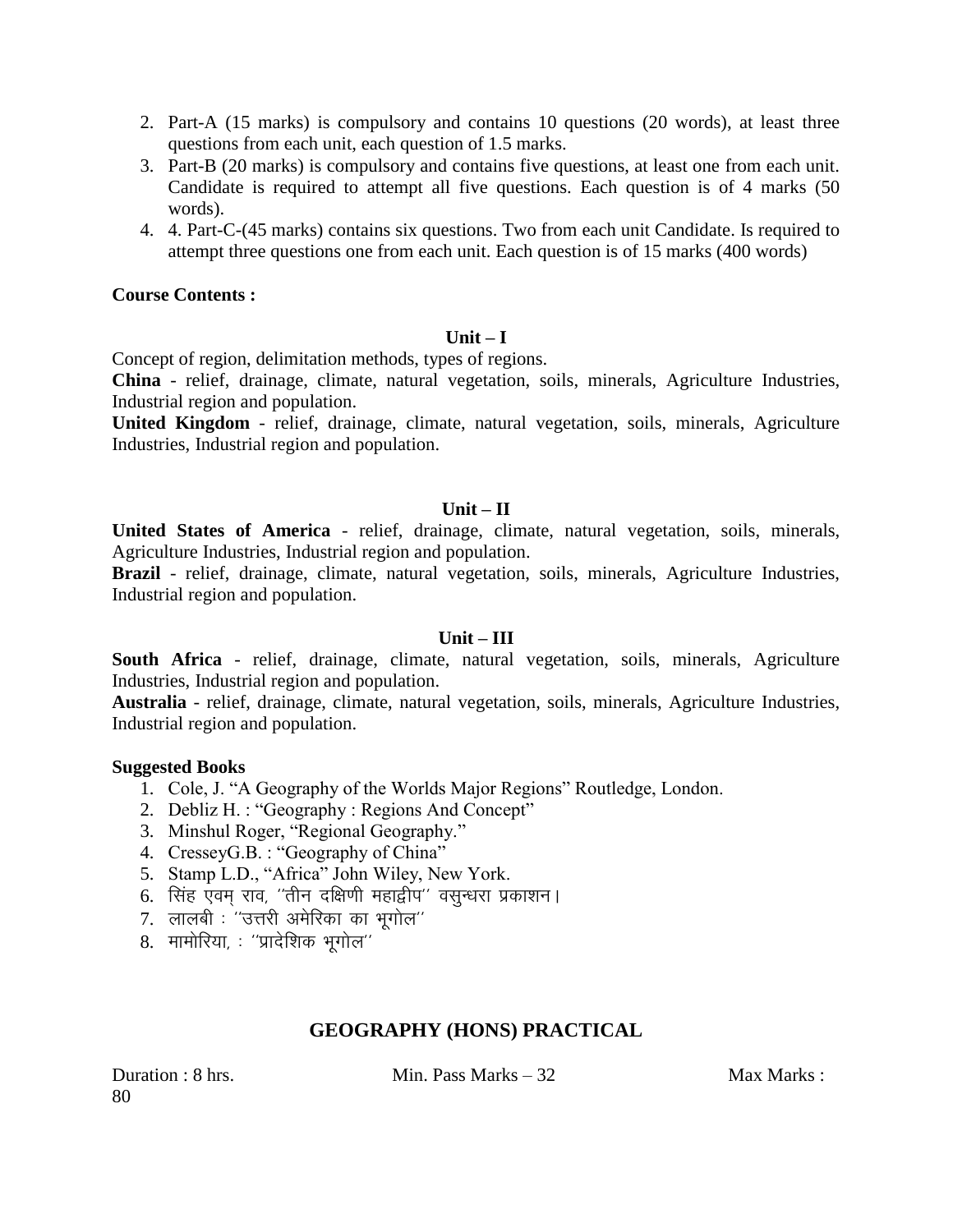2. Part-A (15 marks) is compulsory and contains 10 questions (20 words), at least three questions from each unit, each question of 1.5 marks.
3. Part-B (20 marks) is compulsory and contains five questions, at least one from each unit. Candidate is required to attempt all five questions. Each question is of 4 marks (50 words).
4. 4. Part-C-(45 marks) contains six questions. Two from each unit Candidate. Is required to attempt three questions one from each unit. Each question is of 15 marks (400 words)

**Course Contents :**

**Unit – I**

Concept of region, delimitation methods, types of regions.

**China** - relief, drainage, climate, natural vegetation, soils, minerals, Agriculture Industries, Industrial region and population.

**United Kingdom** - relief, drainage, climate, natural vegetation, soils, minerals, Agriculture Industries, Industrial region and population.

**Unit – II**

**United States of America** - relief, drainage, climate, natural vegetation, soils, minerals, Agriculture Industries, Industrial region and population.

**Brazil** - relief, drainage, climate, natural vegetation, soils, minerals, Agriculture Industries, Industrial region and population.

**Unit – III**

**South Africa** - relief, drainage, climate, natural vegetation, soils, minerals, Agriculture Industries, Industrial region and population.

**Australia** - relief, drainage, climate, natural vegetation, soils, minerals, Agriculture Industries, Industrial region and population.

**Suggested Books**

1. Cole, J. "A Geography of the Worlds Major Regions" Routledge, London.
2. Debliz H. : "Geography : Regions And Concept"
3. Minshul Roger, "Regional Geography."
4. CresseyG.B. : "Geography of China"
5. Stamp L.D., "Africa" John Wiley, New York.
6. सिंह एवम् राव, ''तीन दक्षिणी महाद्वीप'' वसुन्धरा प्रकाशन।
7. लालबी : ''उत्तरी अमेरिका का भूगोल''
8. मामोरिया, : ''प्रादेशिक भूगोल''

## GEOGRAPHY (HONS) PRACTICAL

Duration : 8 hrs. Min. Pass Marks – 32 Max Marks : 80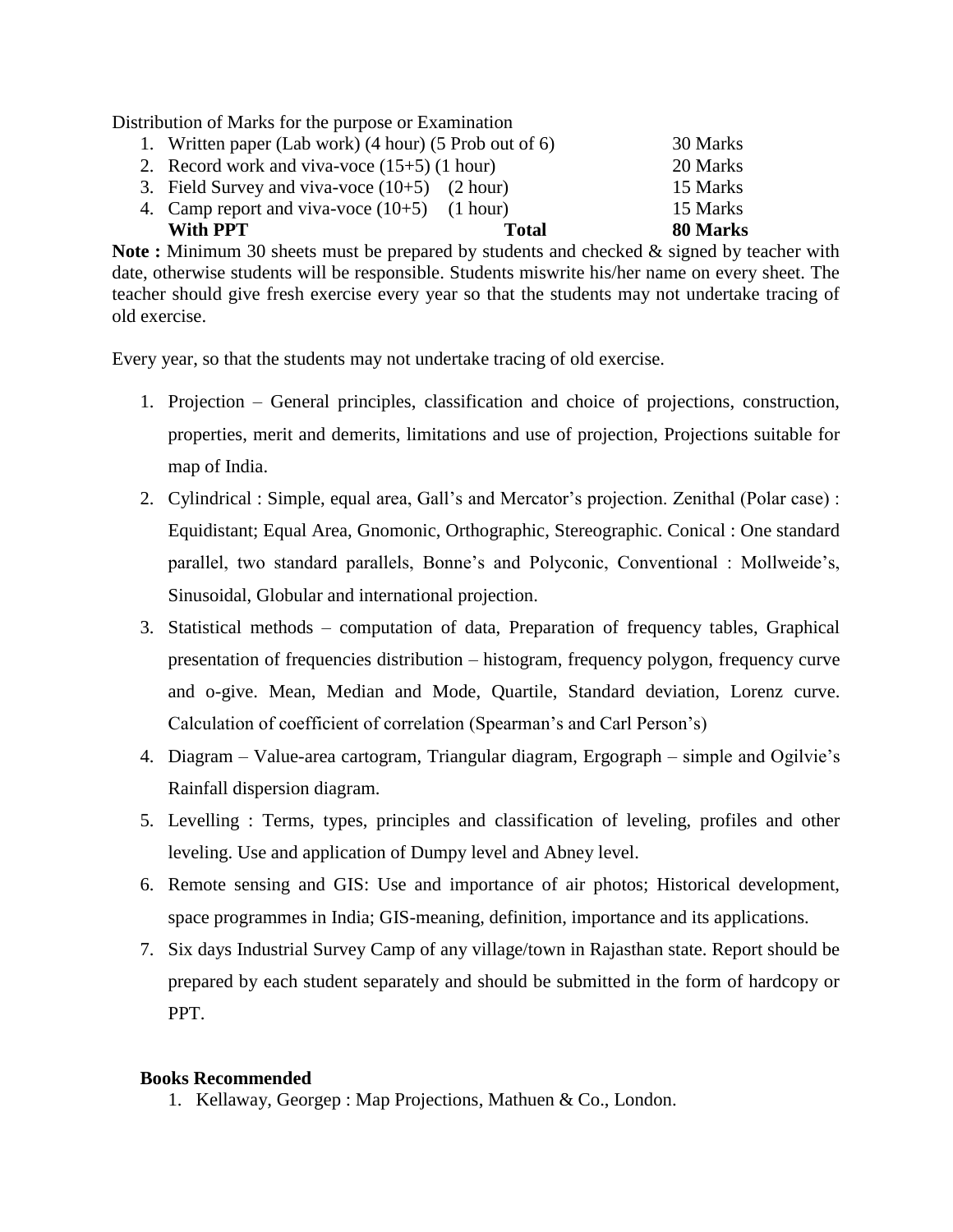Distribution of Marks for the purpose or Examination

| | | |
|---|---|---|
| 1. Written paper (Lab work) (4 hour) (5 Prob out of 6) | | 30 Marks |
| 2. Record work and viva-voce (15+5) (1 hour) | | 20 Marks |
| 3. Field Survey and viva-voce (10+5) (2 hour) | | 15 Marks |
| 4. Camp report and viva-voce (10+5) (1 hour) | | 15 Marks |
| **With PPT** | **Total** | **80 Marks** |

**Note :** Minimum 30 sheets must be prepared by students and checked & signed by teacher with date, otherwise students will be responsible. Students miswrite his/her name on every sheet. The teacher should give fresh exercise every year so that the students may not undertake tracing of old exercise.

Every year, so that the students may not undertake tracing of old exercise.

1. Projection – General principles, classification and choice of projections, construction, properties, merit and demerits, limitations and use of projection, Projections suitable for map of India.
2. Cylindrical : Simple, equal area, Gall's and Mercator's projection. Zenithal (Polar case) : Equidistant; Equal Area, Gnomonic, Orthographic, Stereographic. Conical : One standard parallel, two standard parallels, Bonne's and Polyconic, Conventional : Mollweide's, Sinusoidal, Globular and international projection.
3. Statistical methods – computation of data, Preparation of frequency tables, Graphical presentation of frequencies distribution – histogram, frequency polygon, frequency curve and o-give. Mean, Median and Mode, Quartile, Standard deviation, Lorenz curve. Calculation of coefficient of correlation (Spearman's and Carl Person's)
4. Diagram – Value-area cartogram, Triangular diagram, Ergograph – simple and Ogilvie's Rainfall dispersion diagram.
5. Levelling : Terms, types, principles and classification of leveling, profiles and other leveling. Use and application of Dumpy level and Abney level.
6. Remote sensing and GIS: Use and importance of air photos; Historical development, space programmes in India; GIS-meaning, definition, importance and its applications.
7. Six days Industrial Survey Camp of any village/town in Rajasthan state. Report should be prepared by each student separately and should be submitted in the form of hardcopy or PPT.

**Books Recommended**

1. Kellaway, Georgep : Map Projections, Mathuen & Co., London.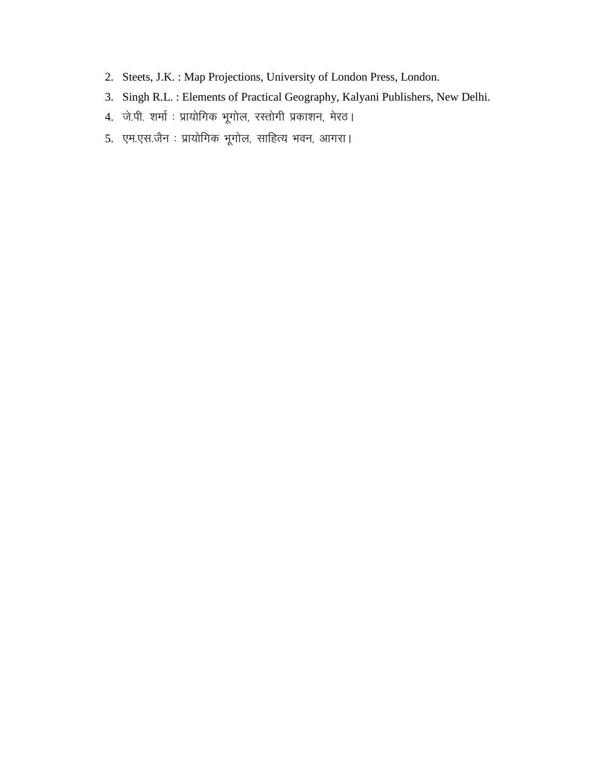2. Steets, J.K. : Map Projections, University of London Press, London.
3. Singh R.L. : Elements of Practical Geography, Kalyani Publishers, New Delhi.
4. जे.पी. शर्मा : प्रायोगिक भूगोल, रस्तोगी प्रकाशन, मेरठ।
5. एम.एस.जैन : प्रायोगिक भूगोल, साहित्य भवन, आगरा।